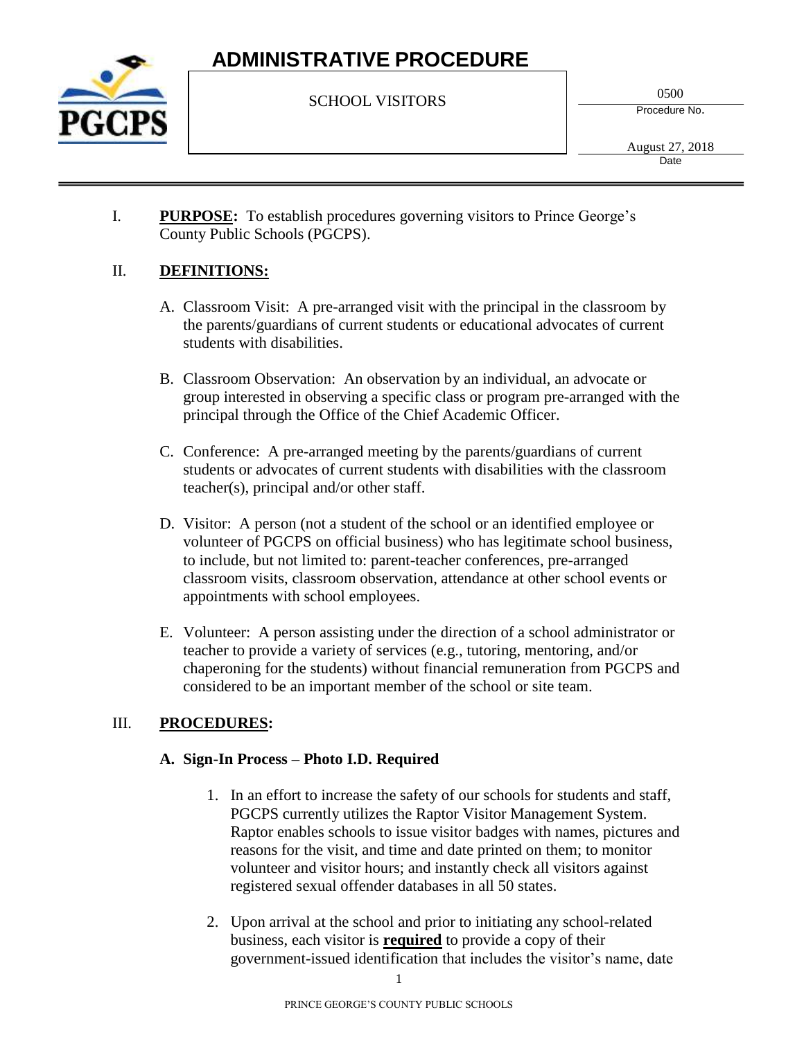# ADMINISTRATIVE PROCEDURE

SCHOOL VISITORS

0500
Procedure No.

August 27, 2018
Date

I. **PURPOSE:** To establish procedures governing visitors to Prince George's County Public Schools (PGCPS).

II. **DEFINITIONS:**

A. Classroom Visit: A pre-arranged visit with the principal in the classroom by the parents/guardians of current students or educational advocates of current students with disabilities.

B. Classroom Observation: An observation by an individual, an advocate or group interested in observing a specific class or program pre-arranged with the principal through the Office of the Chief Academic Officer.

C. Conference: A pre-arranged meeting by the parents/guardians of current students or advocates of current students with disabilities with the classroom teacher(s), principal and/or other staff.

D. Visitor: A person (not a student of the school or an identified employee or volunteer of PGCPS on official business) who has legitimate school business, to include, but not limited to: parent-teacher conferences, pre-arranged classroom visits, classroom observation, attendance at other school events or appointments with school employees.

E. Volunteer: A person assisting under the direction of a school administrator or teacher to provide a variety of services (e.g., tutoring, mentoring, and/or chaperoning for the students) without financial remuneration from PGCPS and considered to be an important member of the school or site team.

III. **PROCEDURES:**

**A. Sign-In Process – Photo I.D. Required**

1. In an effort to increase the safety of our schools for students and staff, PGCPS currently utilizes the Raptor Visitor Management System. Raptor enables schools to issue visitor badges with names, pictures and reasons for the visit, and time and date printed on them; to monitor volunteer and visitor hours; and instantly check all visitors against registered sexual offender databases in all 50 states.

2. Upon arrival at the school and prior to initiating any school-related business, each visitor is **required** to provide a copy of their government-issued identification that includes the visitor's name, date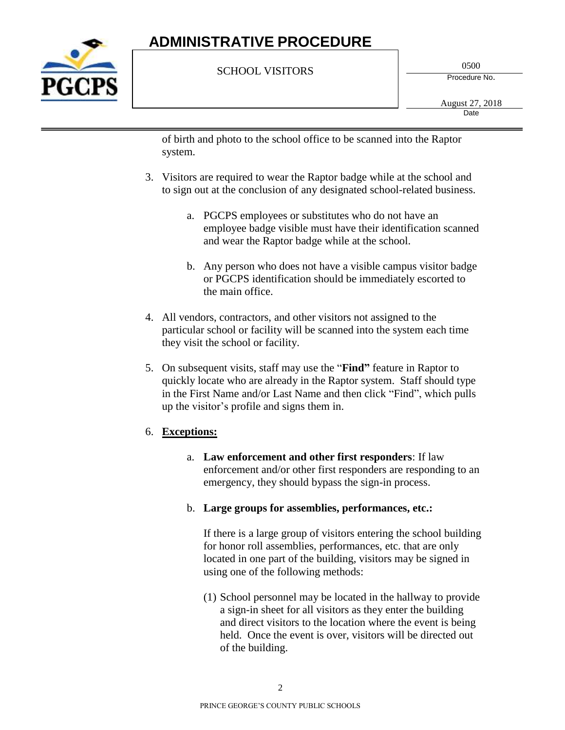of birth and photo to the school office to be scanned into the Raptor system.

3. Visitors are required to wear the Raptor badge while at the school and to sign out at the conclusion of any designated school-related business.

    a. PGCPS employees or substitutes who do not have an employee badge visible must have their identification scanned and wear the Raptor badge while at the school.

    b. Any person who does not have a visible campus visitor badge or PGCPS identification should be immediately escorted to the main office.

4. All vendors, contractors, and other visitors not assigned to the particular school or facility will be scanned into the system each time they visit the school or facility.

5. On subsequent visits, staff may use the "**Find"** feature in Raptor to quickly locate who are already in the Raptor system. Staff should type in the First Name and/or Last Name and then click "Find", which pulls up the visitor's profile and signs them in.

6. <u>**Exceptions:**</u>

    a. **Law enforcement and other first responders**: If law enforcement and/or other first responders are responding to an emergency, they should bypass the sign-in process.

    b. **Large groups for assemblies, performances, etc.:**

        If there is a large group of visitors entering the school building for honor roll assemblies, performances, etc. that are only located in one part of the building, visitors may be signed in using one of the following methods:

        (1) School personnel may be located in the hallway to provide a sign-in sheet for all visitors as they enter the building and direct visitors to the location where the event is being held. Once the event is over, visitors will be directed out of the building.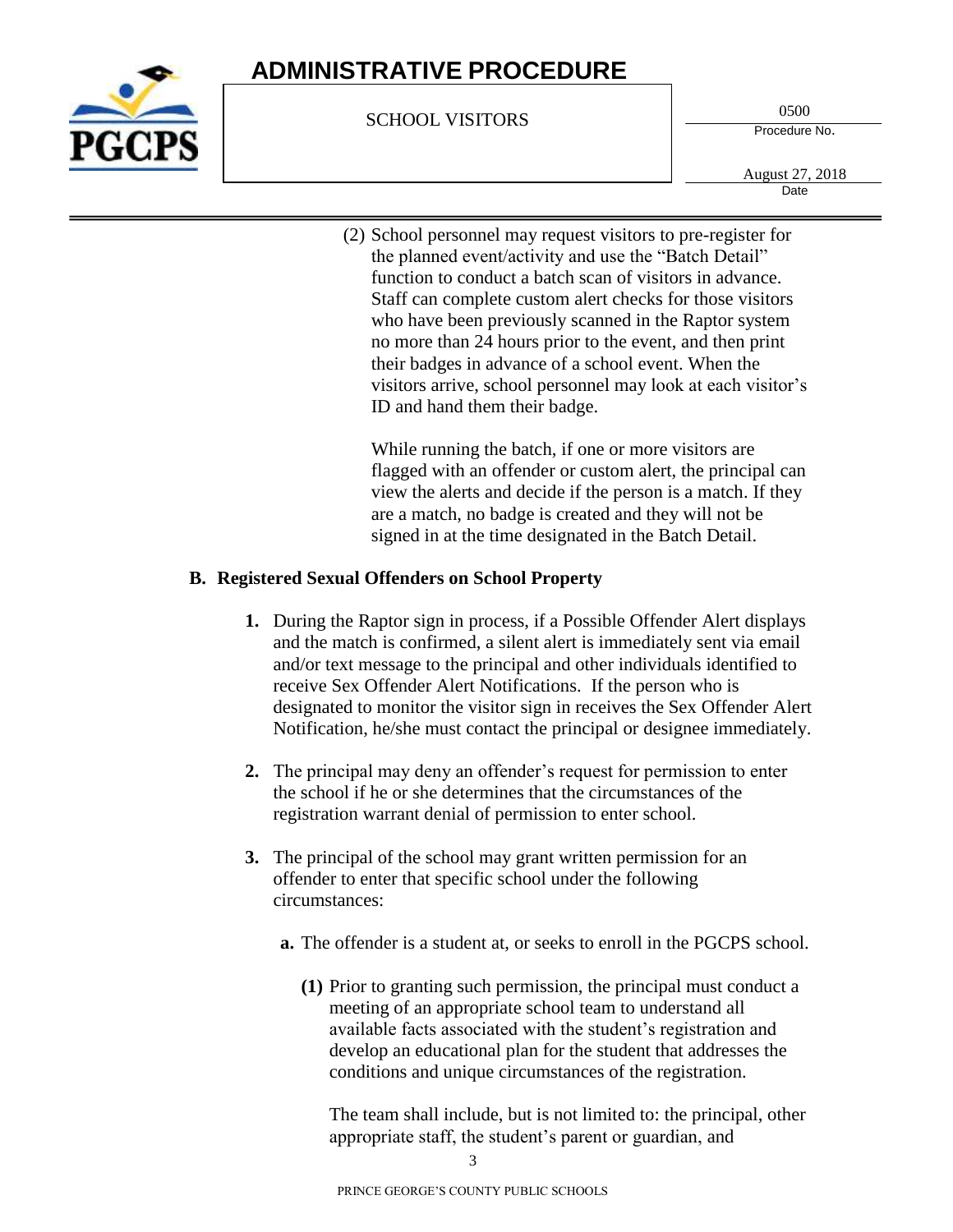(2) School personnel may request visitors to pre-register for the planned event/activity and use the "Batch Detail" function to conduct a batch scan of visitors in advance. Staff can complete custom alert checks for those visitors who have been previously scanned in the Raptor system no more than 24 hours prior to the event, and then print their badges in advance of a school event. When the visitors arrive, school personnel may look at each visitor's ID and hand them their badge.

While running the batch, if one or more visitors are flagged with an offender or custom alert, the principal can view the alerts and decide if the person is a match. If they are a match, no badge is created and they will not be signed in at the time designated in the Batch Detail.

**B. Registered Sexual Offenders on School Property**

**1.** During the Raptor sign in process, if a Possible Offender Alert displays and the match is confirmed, a silent alert is immediately sent via email and/or text message to the principal and other individuals identified to receive Sex Offender Alert Notifications. If the person who is designated to monitor the visitor sign in receives the Sex Offender Alert Notification, he/she must contact the principal or designee immediately.

**2.** The principal may deny an offender's request for permission to enter the school if he or she determines that the circumstances of the registration warrant denial of permission to enter school.

**3.** The principal of the school may grant written permission for an offender to enter that specific school under the following circumstances:

**a.** The offender is a student at, or seeks to enroll in the PGCPS school.

**(1)** Prior to granting such permission, the principal must conduct a meeting of an appropriate school team to understand all available facts associated with the student's registration and develop an educational plan for the student that addresses the conditions and unique circumstances of the registration.

The team shall include, but is not limited to: the principal, other appropriate staff, the student's parent or guardian, and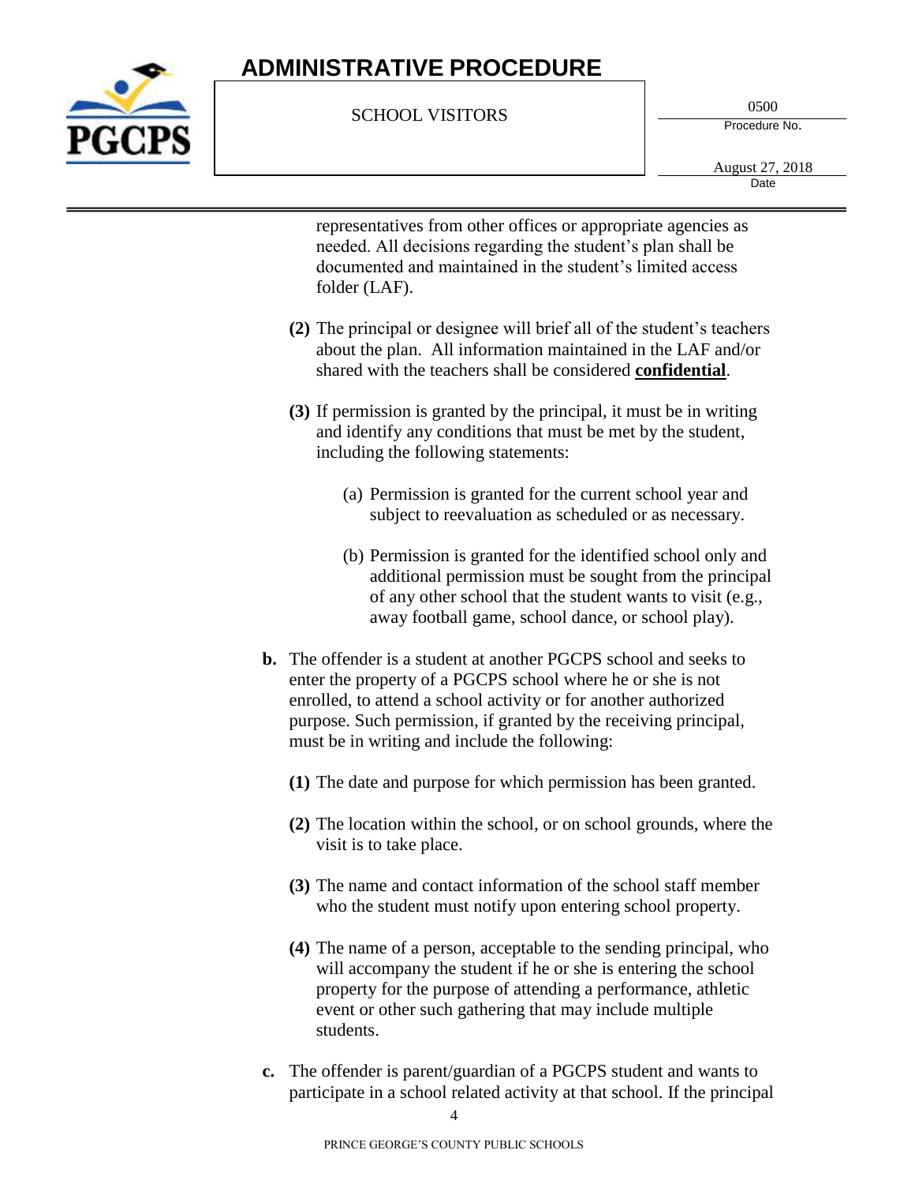representatives from other offices or appropriate agencies as needed. All decisions regarding the student's plan shall be documented and maintained in the student's limited access folder (LAF).

**(2)** The principal or designee will brief all of the student's teachers about the plan. All information maintained in the LAF and/or shared with the teachers shall be considered **confidential**.

**(3)** If permission is granted by the principal, it must be in writing and identify any conditions that must be met by the student, including the following statements:

(a) Permission is granted for the current school year and subject to reevaluation as scheduled or as necessary.

(b) Permission is granted for the identified school only and additional permission must be sought from the principal of any other school that the student wants to visit (e.g., away football game, school dance, or school play).

**b.** The offender is a student at another PGCPS school and seeks to enter the property of a PGCPS school where he or she is not enrolled, to attend a school activity or for another authorized purpose. Such permission, if granted by the receiving principal, must be in writing and include the following:

**(1)** The date and purpose for which permission has been granted.

**(2)** The location within the school, or on school grounds, where the visit is to take place.

**(3)** The name and contact information of the school staff member who the student must notify upon entering school property.

**(4)** The name of a person, acceptable to the sending principal, who will accompany the student if he or she is entering the school property for the purpose of attending a performance, athletic event or other such gathering that may include multiple students.

**c.** The offender is parent/guardian of a PGCPS student and wants to participate in a school related activity at that school. If the principal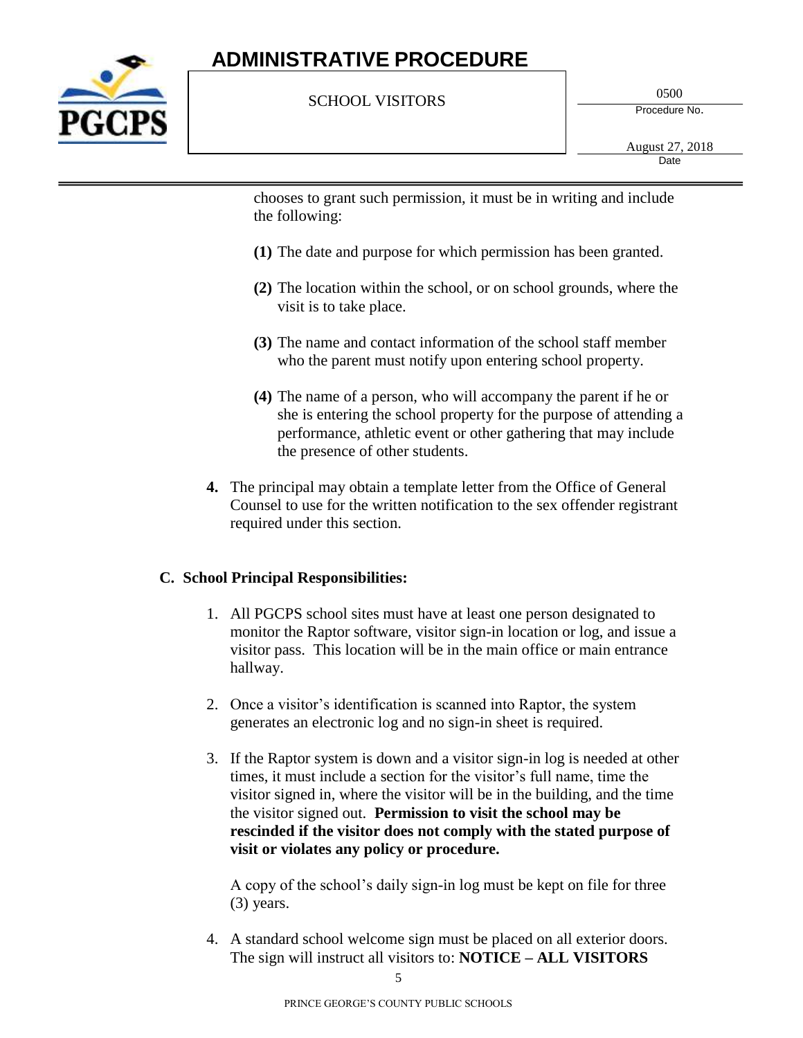chooses to grant such permission, it must be in writing and include the following:

**(1)** The date and purpose for which permission has been granted.

**(2)** The location within the school, or on school grounds, where the visit is to take place.

**(3)** The name and contact information of the school staff member who the parent must notify upon entering school property.

**(4)** The name of a person, who will accompany the parent if he or she is entering the school property for the purpose of attending a performance, athletic event or other gathering that may include the presence of other students.

**4.** The principal may obtain a template letter from the Office of General Counsel to use for the written notification to the sex offender registrant required under this section.

**C. School Principal Responsibilities:**

1. All PGCPS school sites must have at least one person designated to monitor the Raptor software, visitor sign-in location or log, and issue a visitor pass. This location will be in the main office or main entrance hallway.

2. Once a visitor's identification is scanned into Raptor, the system generates an electronic log and no sign-in sheet is required.

3. If the Raptor system is down and a visitor sign-in log is needed at other times, it must include a section for the visitor's full name, time the visitor signed in, where the visitor will be in the building, and the time the visitor signed out. **Permission to visit the school may be rescinded if the visitor does not comply with the stated purpose of visit or violates any policy or procedure.**

   A copy of the school's daily sign-in log must be kept on file for three (3) years.

4. A standard school welcome sign must be placed on all exterior doors. The sign will instruct all visitors to: **NOTICE – ALL VISITORS**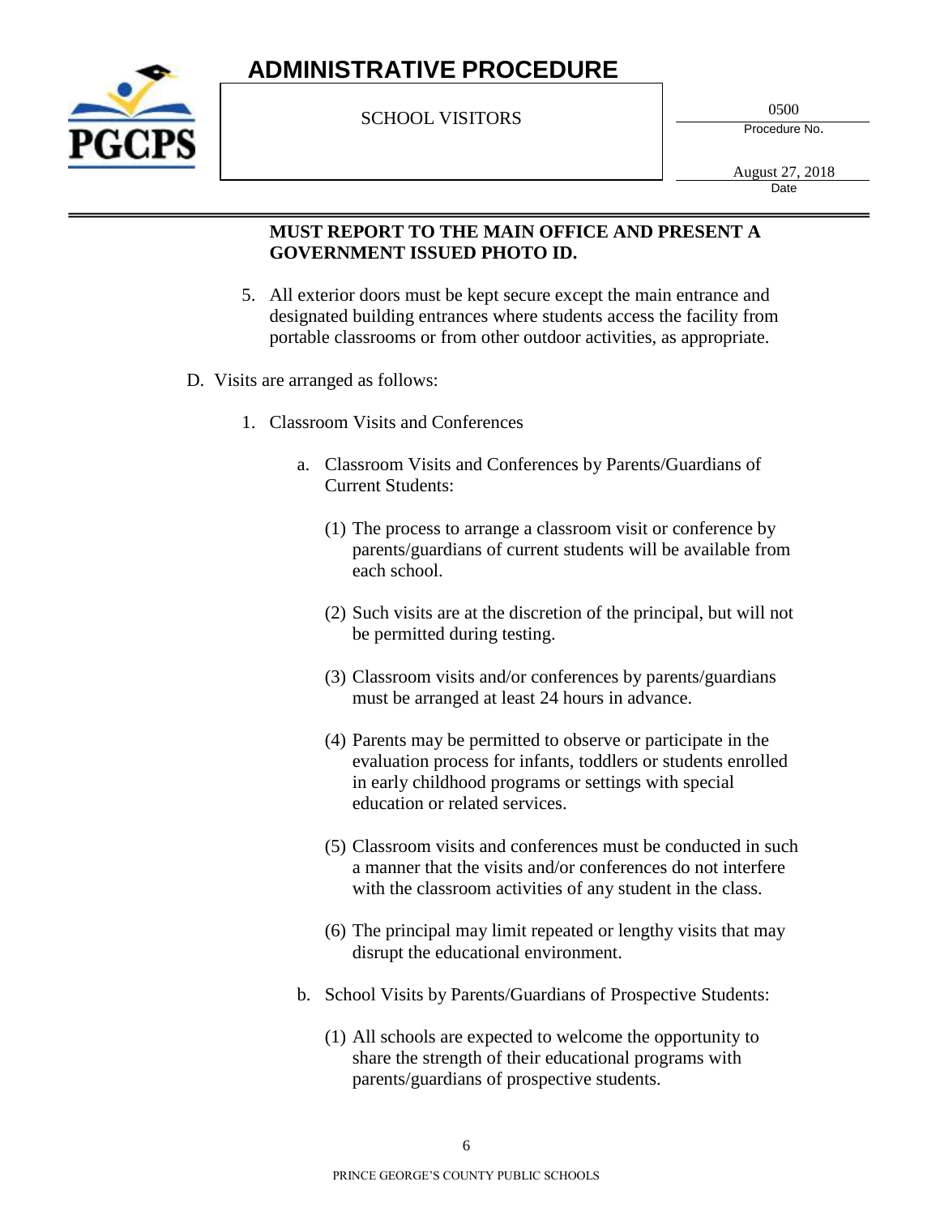**MUST REPORT TO THE MAIN OFFICE AND PRESENT A GOVERNMENT ISSUED PHOTO ID.**

5. All exterior doors must be kept secure except the main entrance and designated building entrances where students access the facility from portable classrooms or from other outdoor activities, as appropriate.

D. Visits are arranged as follows:

   1. Classroom Visits and Conferences

      a. Classroom Visits and Conferences by Parents/Guardians of Current Students:

         (1) The process to arrange a classroom visit or conference by parents/guardians of current students will be available from each school.

         (2) Such visits are at the discretion of the principal, but will not be permitted during testing.

         (3) Classroom visits and/or conferences by parents/guardians must be arranged at least 24 hours in advance.

         (4) Parents may be permitted to observe or participate in the evaluation process for infants, toddlers or students enrolled in early childhood programs or settings with special education or related services.

         (5) Classroom visits and conferences must be conducted in such a manner that the visits and/or conferences do not interfere with the classroom activities of any student in the class.

         (6) The principal may limit repeated or lengthy visits that may disrupt the educational environment.

      b. School Visits by Parents/Guardians of Prospective Students:

         (1) All schools are expected to welcome the opportunity to share the strength of their educational programs with parents/guardians of prospective students.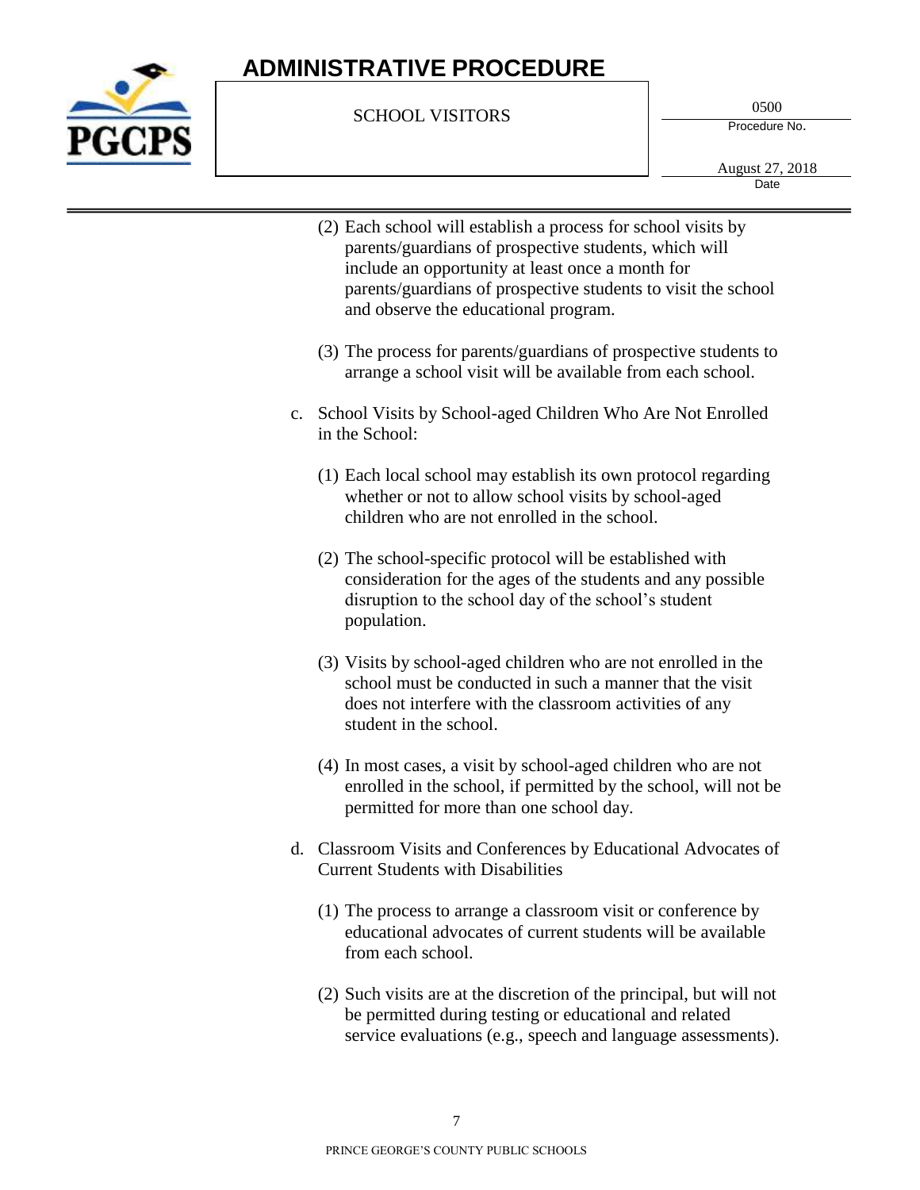(2) Each school will establish a process for school visits by parents/guardians of prospective students, which will include an opportunity at least once a month for parents/guardians of prospective students to visit the school and observe the educational program.

(3) The process for parents/guardians of prospective students to arrange a school visit will be available from each school.

c. School Visits by School-aged Children Who Are Not Enrolled in the School:

(1) Each local school may establish its own protocol regarding whether or not to allow school visits by school-aged children who are not enrolled in the school.

(2) The school-specific protocol will be established with consideration for the ages of the students and any possible disruption to the school day of the school's student population.

(3) Visits by school-aged children who are not enrolled in the school must be conducted in such a manner that the visit does not interfere with the classroom activities of any student in the school.

(4) In most cases, a visit by school-aged children who are not enrolled in the school, if permitted by the school, will not be permitted for more than one school day.

d. Classroom Visits and Conferences by Educational Advocates of Current Students with Disabilities

(1) The process to arrange a classroom visit or conference by educational advocates of current students will be available from each school.

(2) Such visits are at the discretion of the principal, but will not be permitted during testing or educational and related service evaluations (e.g., speech and language assessments).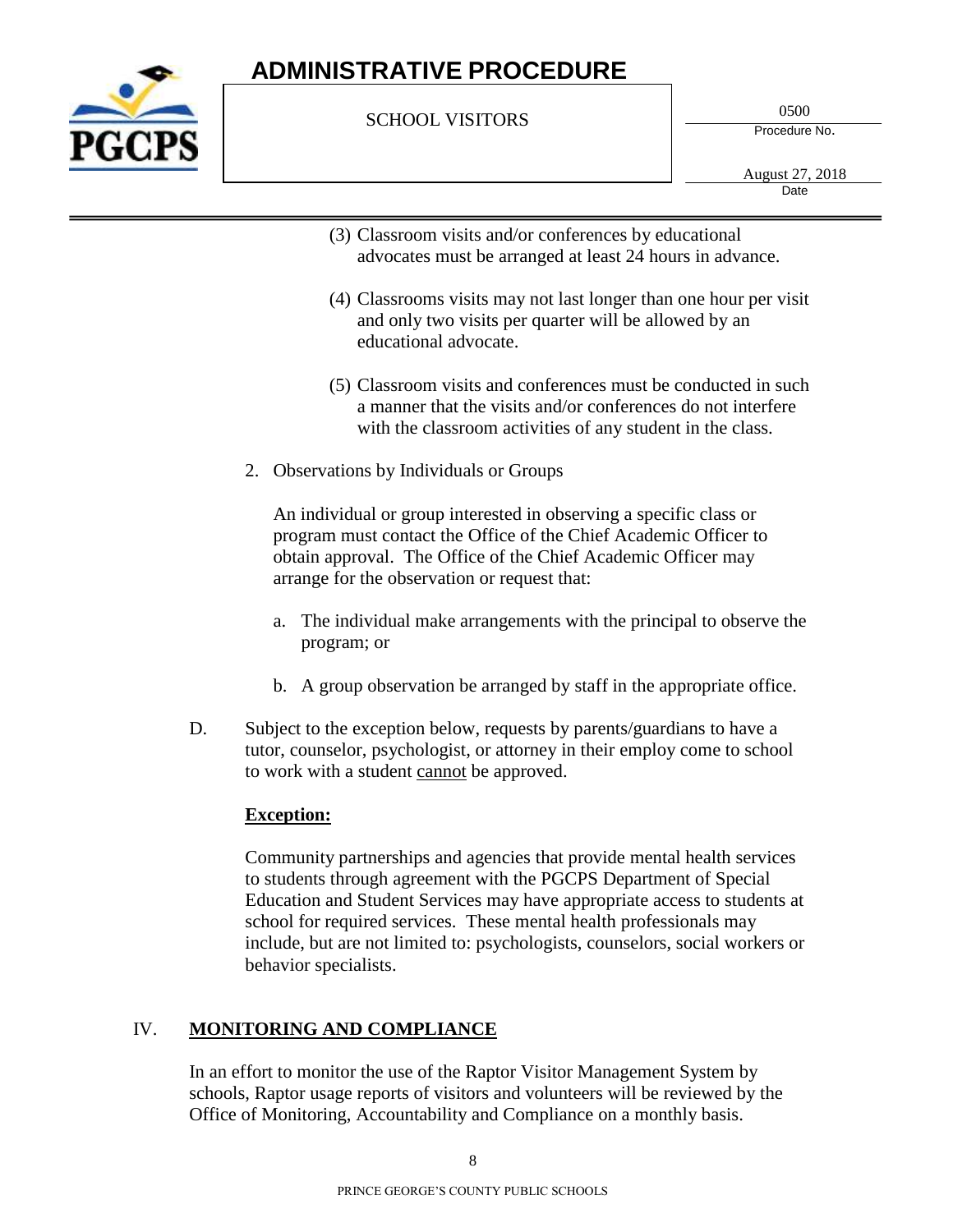(3) Classroom visits and/or conferences by educational advocates must be arranged at least 24 hours in advance.

(4) Classrooms visits may not last longer than one hour per visit and only two visits per quarter will be allowed by an educational advocate.

(5) Classroom visits and conferences must be conducted in such a manner that the visits and/or conferences do not interfere with the classroom activities of any student in the class.

2. Observations by Individuals or Groups

An individual or group interested in observing a specific class or program must contact the Office of the Chief Academic Officer to obtain approval. The Office of the Chief Academic Officer may arrange for the observation or request that:

a. The individual make arrangements with the principal to observe the program; or

b. A group observation be arranged by staff in the appropriate office.

D. Subject to the exception below, requests by parents/guardians to have a tutor, counselor, psychologist, or attorney in their employ come to school to work with a student <u>cannot</u> be approved.

**<u>Exception:</u>**

Community partnerships and agencies that provide mental health services to students through agreement with the PGCPS Department of Special Education and Student Services may have appropriate access to students at school for required services. These mental health professionals may include, but are not limited to: psychologists, counselors, social workers or behavior specialists.

## IV. <u>MONITORING AND COMPLIANCE</u>

In an effort to monitor the use of the Raptor Visitor Management System by schools, Raptor usage reports of visitors and volunteers will be reviewed by the Office of Monitoring, Accountability and Compliance on a monthly basis.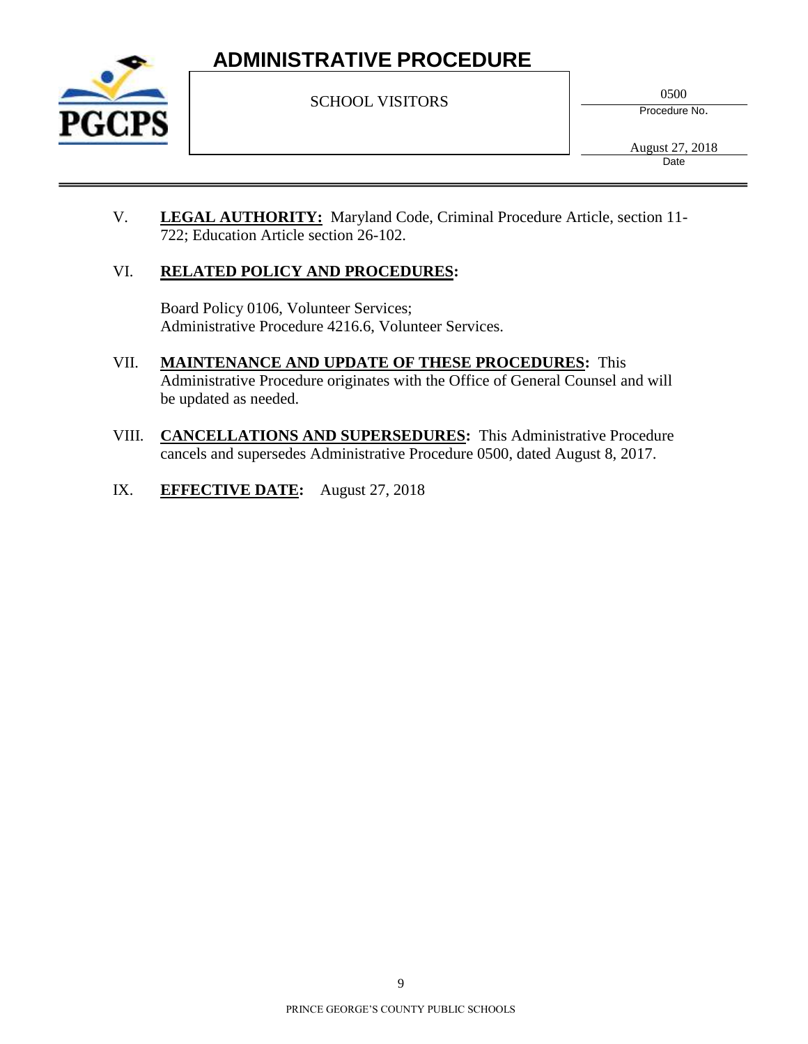V. **LEGAL AUTHORITY:** Maryland Code, Criminal Procedure Article, section 11-722; Education Article section 26-102.

VI. **RELATED POLICY AND PROCEDURES:**

Board Policy 0106, Volunteer Services;
Administrative Procedure 4216.6, Volunteer Services.

VII. **MAINTENANCE AND UPDATE OF THESE PROCEDURES:** This Administrative Procedure originates with the Office of General Counsel and will be updated as needed.

VIII. **CANCELLATIONS AND SUPERSEDURES:** This Administrative Procedure cancels and supersedes Administrative Procedure 0500, dated August 8, 2017.

IX. **EFFECTIVE DATE:** August 27, 2018